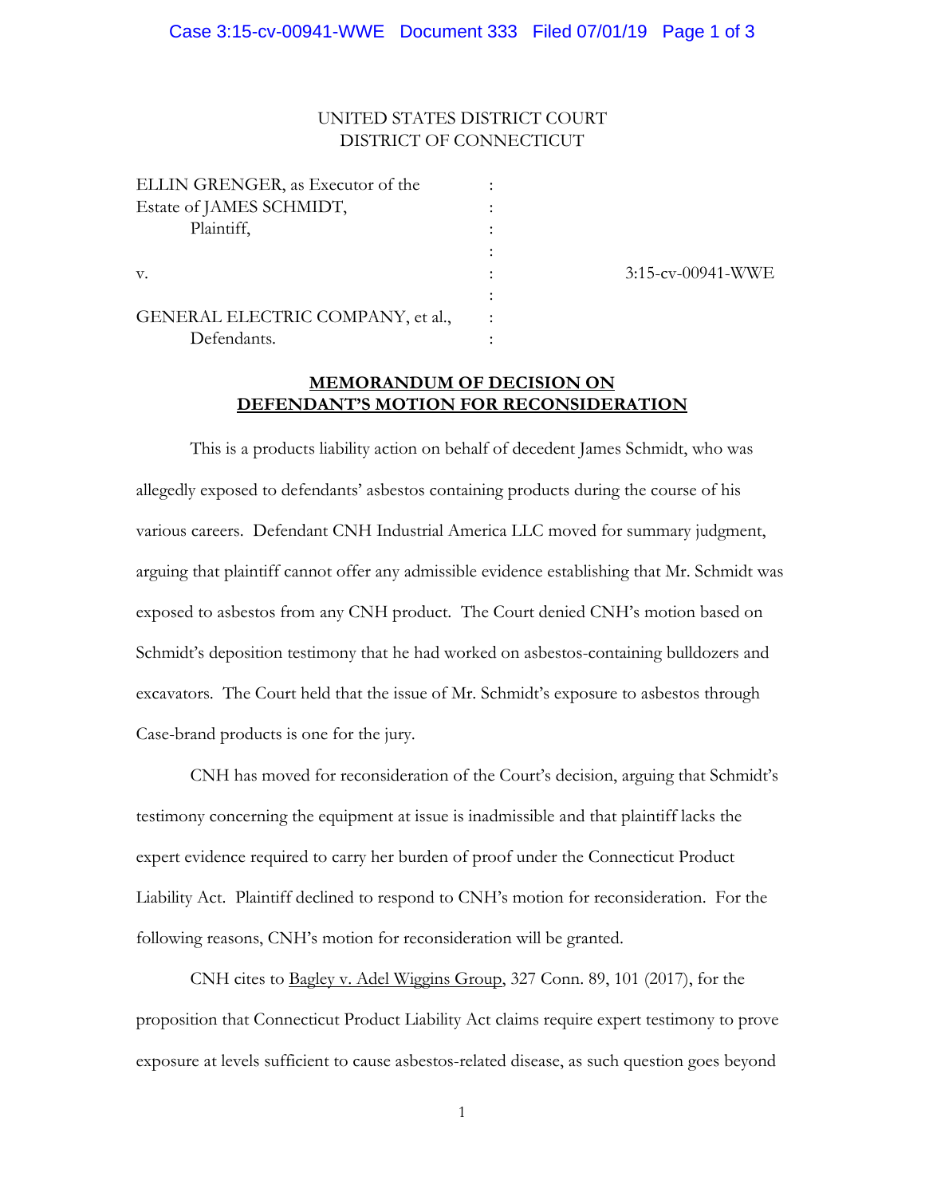UNITED STATES DISTRICT COURT
DISTRICT OF CONNECTICUT

| | | |
|---|---|---|
| ELLIN GRENGER, as Executor of the Estate of JAMES SCHMIDT, Plaintiff, | : | |
| v. | : | 3:15-cv-00941-WWE |
| GENERAL ELECTRIC COMPANY, et al., Defendants. | : | |

## MEMORANDUM OF DECISION ON DEFENDANT'S MOTION FOR RECONSIDERATION

This is a products liability action on behalf of decedent James Schmidt, who was allegedly exposed to defendants' asbestos containing products during the course of his various careers. Defendant CNH Industrial America LLC moved for summary judgment, arguing that plaintiff cannot offer any admissible evidence establishing that Mr. Schmidt was exposed to asbestos from any CNH product. The Court denied CNH's motion based on Schmidt's deposition testimony that he had worked on asbestos-containing bulldozers and excavators. The Court held that the issue of Mr. Schmidt's exposure to asbestos through Case-brand products is one for the jury.

CNH has moved for reconsideration of the Court's decision, arguing that Schmidt's testimony concerning the equipment at issue is inadmissible and that plaintiff lacks the expert evidence required to carry her burden of proof under the Connecticut Product Liability Act. Plaintiff declined to respond to CNH's motion for reconsideration. For the following reasons, CNH's motion for reconsideration will be granted.

CNH cites to <u>Bagley v. Adel Wiggins Group</u>, 327 Conn. 89, 101 (2017), for the proposition that Connecticut Product Liability Act claims require expert testimony to prove exposure at levels sufficient to cause asbestos-related disease, as such question goes beyond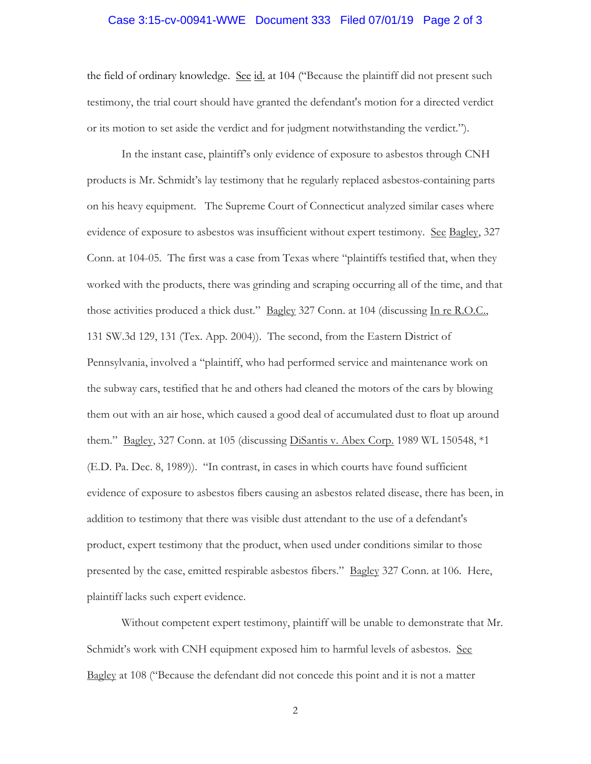the field of ordinary knowledge. See id. at 104 ("Because the plaintiff did not present such testimony, the trial court should have granted the defendant's motion for a directed verdict or its motion to set aside the verdict and for judgment notwithstanding the verdict.").

In the instant case, plaintiff's only evidence of exposure to asbestos through CNH products is Mr. Schmidt's lay testimony that he regularly replaced asbestos-containing parts on his heavy equipment. The Supreme Court of Connecticut analyzed similar cases where evidence of exposure to asbestos was insufficient without expert testimony. See Bagley, 327 Conn. at 104-05. The first was a case from Texas where "plaintiffs testified that, when they worked with the products, there was grinding and scraping occurring all of the time, and that those activities produced a thick dust." Bagley 327 Conn. at 104 (discussing In re R.O.C., 131 SW.3d 129, 131 (Tex. App. 2004)). The second, from the Eastern District of Pennsylvania, involved a "plaintiff, who had performed service and maintenance work on the subway cars, testified that he and others had cleaned the motors of the cars by blowing them out with an air hose, which caused a good deal of accumulated dust to float up around them." Bagley, 327 Conn. at 105 (discussing DiSantis v. Abex Corp. 1989 WL 150548, *1 (E.D. Pa. Dec. 8, 1989)). "In contrast, in cases in which courts have found sufficient evidence of exposure to asbestos fibers causing an asbestos related disease, there has been, in addition to testimony that there was visible dust attendant to the use of a defendant's product, expert testimony that the product, when used under conditions similar to those presented by the case, emitted respirable asbestos fibers." Bagley 327 Conn. at 106. Here, plaintiff lacks such expert evidence.

Without competent expert testimony, plaintiff will be unable to demonstrate that Mr. Schmidt's work with CNH equipment exposed him to harmful levels of asbestos. See Bagley at 108 ("Because the defendant did not concede this point and it is not a matter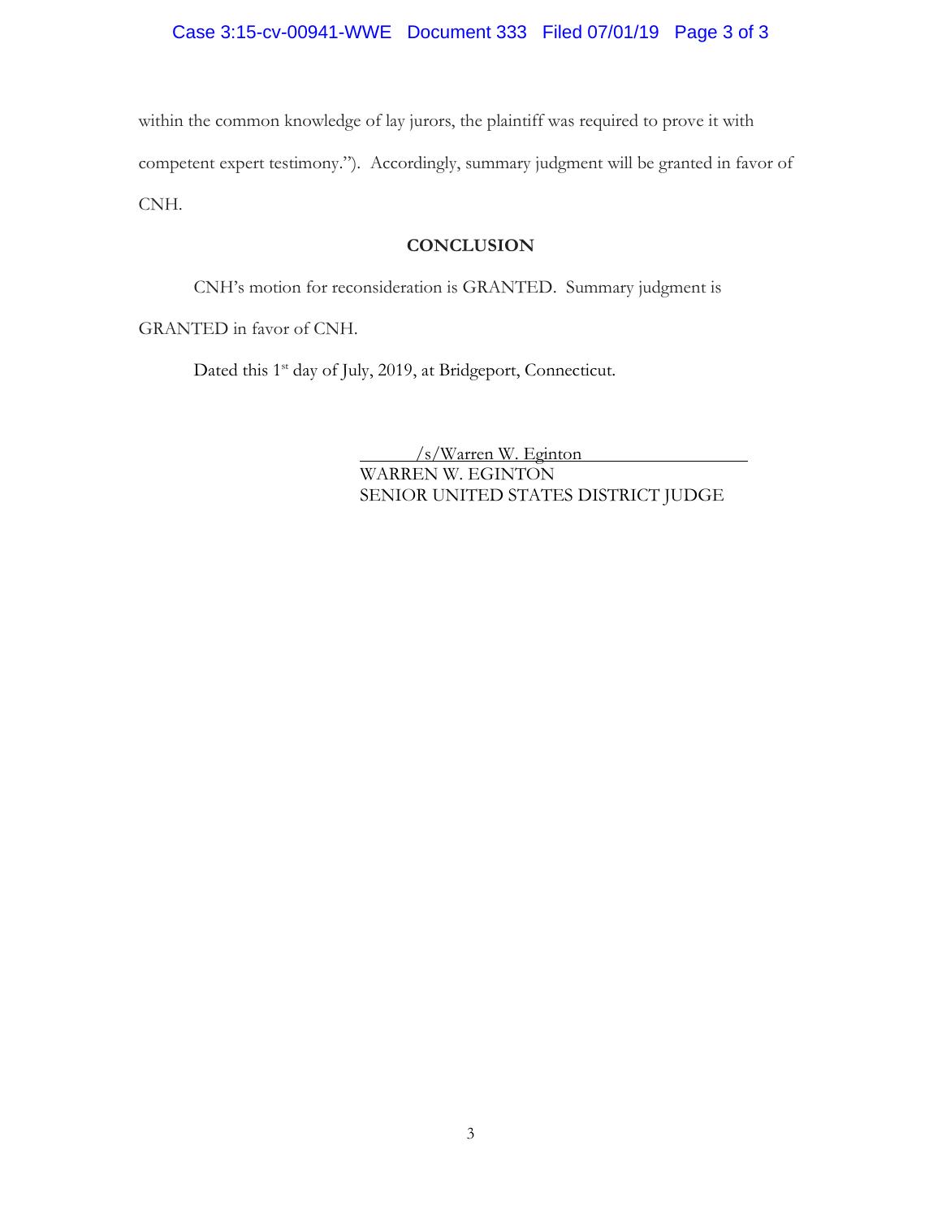within the common knowledge of lay jurors, the plaintiff was required to prove it with competent expert testimony."). Accordingly, summary judgment will be granted in favor of CNH.

## CONCLUSION

CNH's motion for reconsideration is GRANTED. Summary judgment is GRANTED in favor of CNH.

Dated this 1st day of July, 2019, at Bridgeport, Connecticut.

/s/Warren W. Eginton
WARREN W. EGINTON
SENIOR UNITED STATES DISTRICT JUDGE